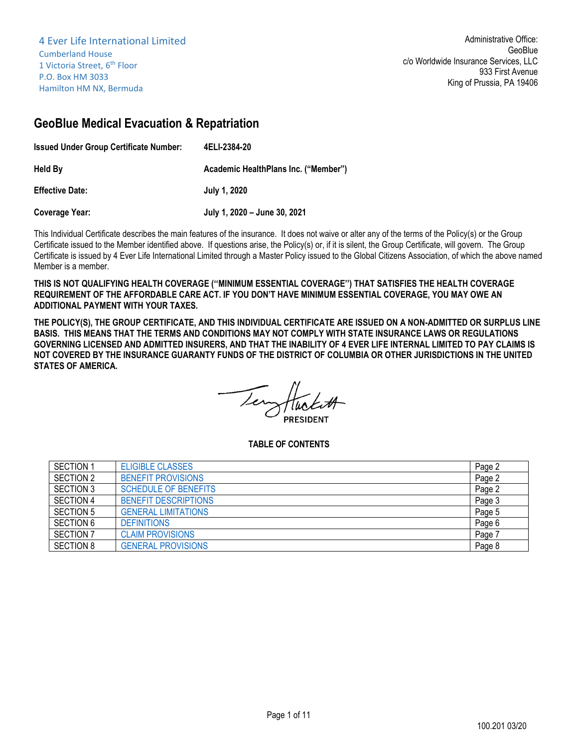4 Ever Life International Limited
Cumberland House
1 Victoria Street, 6th Floor
P.O. Box HM 3033
Hamilton HM NX, Bermuda

Administrative Office:
GeoBlue
c/o Worldwide Insurance Services, LLC
933 First Avenue
King of Prussia, PA 19406

# GeoBlue Medical Evacuation & Repatriation

| | |
|---|---|
| **Issued Under Group Certificate Number:** | **4ELI-2384-20** |
| **Held By** | **Academic HealthPlans Inc. ("Member")** |
| **Effective Date:** | **July 1, 2020** |
| **Coverage Year:** | **July 1, 2020 – June 30, 2021** |

This Individual Certificate describes the main features of the insurance. It does not waive or alter any of the terms of the Policy(s) or the Group Certificate issued to the Member identified above. If questions arise, the Policy(s) or, if it is silent, the Group Certificate, will govern. The Group Certificate is issued by 4 Ever Life International Limited through a Master Policy issued to the Global Citizens Association, of which the above named Member is a member.

**THIS IS NOT QUALIFYING HEALTH COVERAGE ("MINIMUM ESSENTIAL COVERAGE") THAT SATISFIES THE HEALTH COVERAGE REQUIREMENT OF THE AFFORDABLE CARE ACT. IF YOU DON'T HAVE MINIMUM ESSENTIAL COVERAGE, YOU MAY OWE AN ADDITIONAL PAYMENT WITH YOUR TAXES.**

**THE POLICY(S), THE GROUP CERTIFICATE, AND THIS INDIVIDUAL CERTIFICATE ARE ISSUED ON A NON-ADMITTED OR SURPLUS LINE BASIS. THIS MEANS THAT THE TERMS AND CONDITIONS MAY NOT COMPLY WITH STATE INSURANCE LAWS OR REGULATIONS GOVERNING LICENSED AND ADMITTED INSURERS, AND THAT THE INABILITY OF 4 EVER LIFE INTERNAL LIMITED TO PAY CLAIMS IS NOT COVERED BY THE INSURANCE GUARANTY FUNDS OF THE DISTRICT OF COLUMBIA OR OTHER JURISDICTIONS IN THE UNITED STATES OF AMERICA.**

**PRESIDENT**

**TABLE OF CONTENTS**

| | | |
|---|---|---|
| SECTION 1 | ELIGIBLE CLASSES | Page 2 |
| SECTION 2 | BENEFIT PROVISIONS | Page 2 |
| SECTION 3 | SCHEDULE OF BENEFITS | Page 2 |
| SECTION 4 | BENEFIT DESCRIPTIONS | Page 3 |
| SECTION 5 | GENERAL LIMITATIONS | Page 5 |
| SECTION 6 | DEFINITIONS | Page 6 |
| SECTION 7 | CLAIM PROVISIONS | Page 7 |
| SECTION 8 | GENERAL PROVISIONS | Page 8 |

100.201 03/20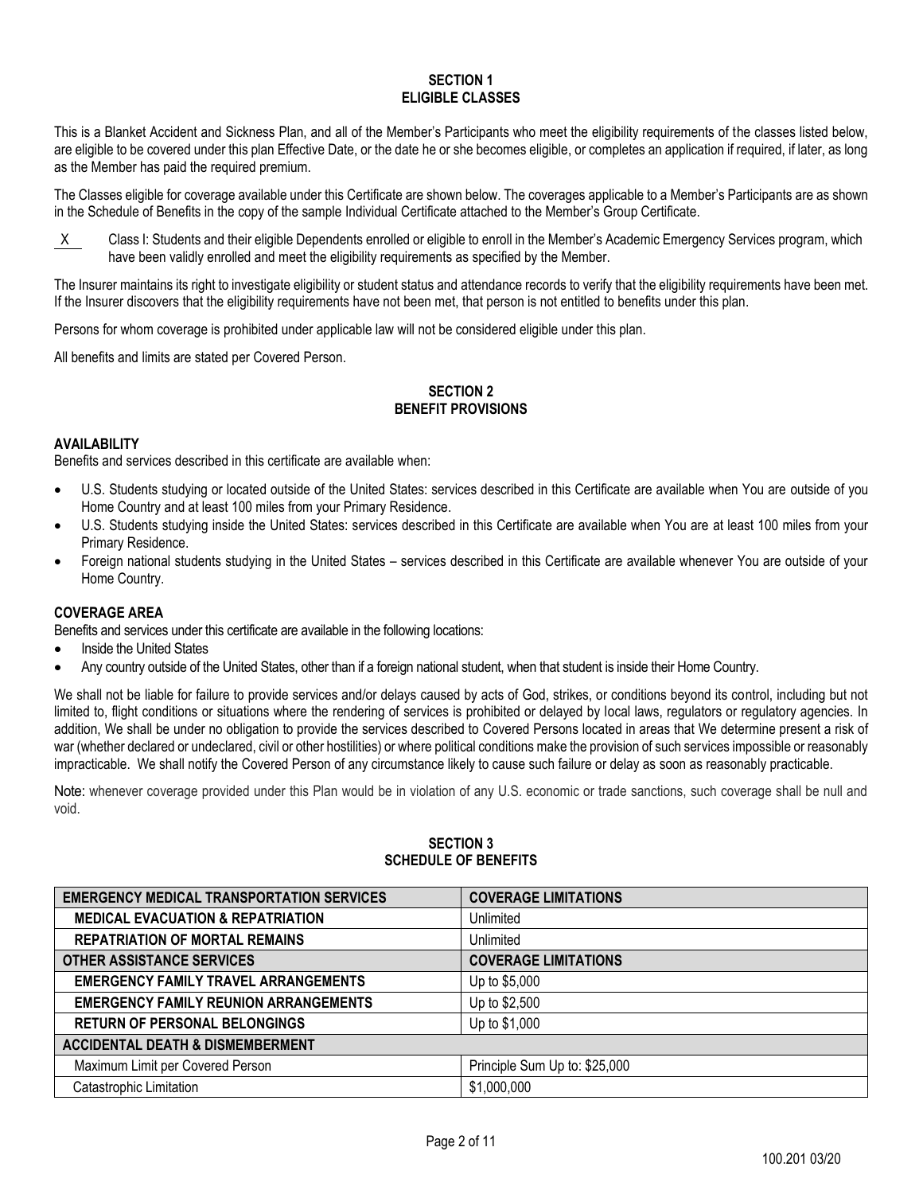## SECTION 1
## ELIGIBLE CLASSES

This is a Blanket Accident and Sickness Plan, and all of the Member's Participants who meet the eligibility requirements of the classes listed below, are eligible to be covered under this plan Effective Date, or the date he or she becomes eligible, or completes an application if required, if later, as long as the Member has paid the required premium.

The Classes eligible for coverage available under this Certificate are shown below. The coverages applicable to a Member's Participants are as shown in the Schedule of Benefits in the copy of the sample Individual Certificate attached to the Member's Group Certificate.

X Class I: Students and their eligible Dependents enrolled or eligible to enroll in the Member's Academic Emergency Services program, which have been validly enrolled and meet the eligibility requirements as specified by the Member.

The Insurer maintains its right to investigate eligibility or student status and attendance records to verify that the eligibility requirements have been met. If the Insurer discovers that the eligibility requirements have not been met, that person is not entitled to benefits under this plan.

Persons for whom coverage is prohibited under applicable law will not be considered eligible under this plan.

All benefits and limits are stated per Covered Person.

## SECTION 2
## BENEFIT PROVISIONS

**AVAILABILITY**

Benefits and services described in this certificate are available when:

- U.S. Students studying or located outside of the United States: services described in this Certificate are available when You are outside of you Home Country and at least 100 miles from your Primary Residence.
- U.S. Students studying inside the United States: services described in this Certificate are available when You are at least 100 miles from your Primary Residence.
- Foreign national students studying in the United States – services described in this Certificate are available whenever You are outside of your Home Country.

**COVERAGE AREA**

Benefits and services under this certificate are available in the following locations:

- Inside the United States
- Any country outside of the United States, other than if a foreign national student, when that student is inside their Home Country.

We shall not be liable for failure to provide services and/or delays caused by acts of God, strikes, or conditions beyond its control, including but not limited to, flight conditions or situations where the rendering of services is prohibited or delayed by local laws, regulators or regulatory agencies. In addition, We shall be under no obligation to provide the services described to Covered Persons located in areas that We determine present a risk of war (whether declared or undeclared, civil or other hostilities) or where political conditions make the provision of such services impossible or reasonably impracticable. We shall notify the Covered Person of any circumstance likely to cause such failure or delay as soon as reasonably practicable.

Note: whenever coverage provided under this Plan would be in violation of any U.S. economic or trade sanctions, such coverage shall be null and void.

## SECTION 3
## SCHEDULE OF BENEFITS

| EMERGENCY MEDICAL TRANSPORTATION SERVICES | COVERAGE LIMITATIONS |
|---|---|
| **MEDICAL EVACUATION & REPATRIATION** | Unlimited |
| **REPATRIATION OF MORTAL REMAINS** | Unlimited |
| **OTHER ASSISTANCE SERVICES** | **COVERAGE LIMITATIONS** |
| **EMERGENCY FAMILY TRAVEL ARRANGEMENTS** | Up to $5,000 |
| **EMERGENCY FAMILY REUNION ARRANGEMENTS** | Up to $2,500 |
| **RETURN OF PERSONAL BELONGINGS** | Up to $1,000 |
| **ACCIDENTAL DEATH & DISMEMBERMENT** | |
| Maximum Limit per Covered Person | Principle Sum Up to: $25,000 |
| Catastrophic Limitation | $1,000,000 |

100.201 03/20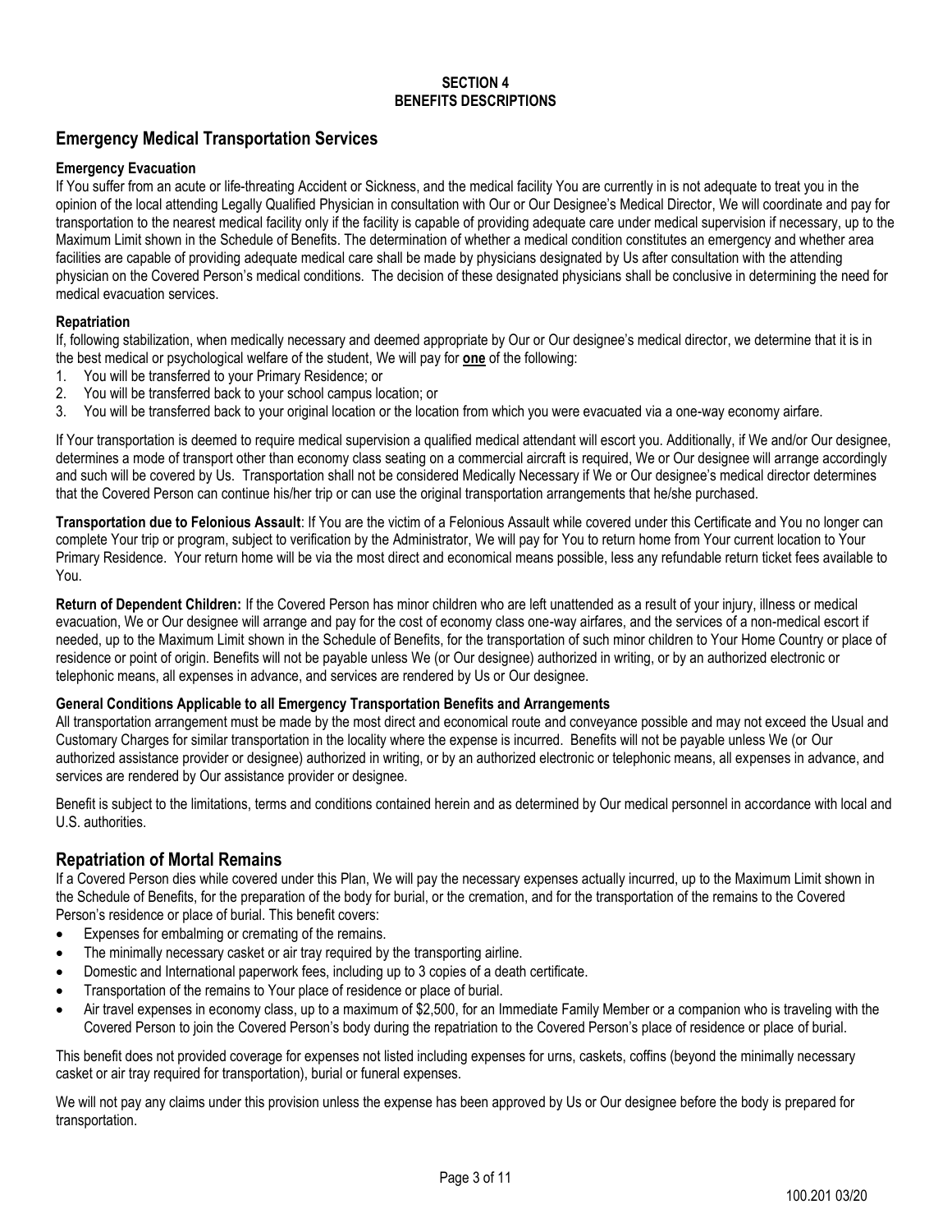**SECTION 4**
**BENEFITS DESCRIPTIONS**

## Emergency Medical Transportation Services

**Emergency Evacuation**

If You suffer from an acute or life-threating Accident or Sickness, and the medical facility You are currently in is not adequate to treat you in the opinion of the local attending Legally Qualified Physician in consultation with Our or Our Designee's Medical Director, We will coordinate and pay for transportation to the nearest medical facility only if the facility is capable of providing adequate care under medical supervision if necessary, up to the Maximum Limit shown in the Schedule of Benefits. The determination of whether a medical condition constitutes an emergency and whether area facilities are capable of providing adequate medical care shall be made by physicians designated by Us after consultation with the attending physician on the Covered Person's medical conditions. The decision of these designated physicians shall be conclusive in determining the need for medical evacuation services.

**Repatriation**

If, following stabilization, when medically necessary and deemed appropriate by Our or Our designee's medical director, we determine that it is in the best medical or psychological welfare of the student, We will pay for **one** of the following:

1. You will be transferred to your Primary Residence; or
2. You will be transferred back to your school campus location; or
3. You will be transferred back to your original location or the location from which you were evacuated via a one-way economy airfare.

If Your transportation is deemed to require medical supervision a qualified medical attendant will escort you. Additionally, if We and/or Our designee, determines a mode of transport other than economy class seating on a commercial aircraft is required, We or Our designee will arrange accordingly and such will be covered by Us. Transportation shall not be considered Medically Necessary if We or Our designee's medical director determines that the Covered Person can continue his/her trip or can use the original transportation arrangements that he/she purchased.

**Transportation due to Felonious Assault**: If You are the victim of a Felonious Assault while covered under this Certificate and You no longer can complete Your trip or program, subject to verification by the Administrator, We will pay for You to return home from Your current location to Your Primary Residence. Your return home will be via the most direct and economical means possible, less any refundable return ticket fees available to You.

**Return of Dependent Children:** If the Covered Person has minor children who are left unattended as a result of your injury, illness or medical evacuation, We or Our designee will arrange and pay for the cost of economy class one-way airfares, and the services of a non-medical escort if needed, up to the Maximum Limit shown in the Schedule of Benefits, for the transportation of such minor children to Your Home Country or place of residence or point of origin. Benefits will not be payable unless We (or Our designee) authorized in writing, or by an authorized electronic or telephonic means, all expenses in advance, and services are rendered by Us or Our designee.

**General Conditions Applicable to all Emergency Transportation Benefits and Arrangements**

All transportation arrangement must be made by the most direct and economical route and conveyance possible and may not exceed the Usual and Customary Charges for similar transportation in the locality where the expense is incurred. Benefits will not be payable unless We (or Our authorized assistance provider or designee) authorized in writing, or by an authorized electronic or telephonic means, all expenses in advance, and services are rendered by Our assistance provider or designee.

Benefit is subject to the limitations, terms and conditions contained herein and as determined by Our medical personnel in accordance with local and U.S. authorities.

## Repatriation of Mortal Remains

If a Covered Person dies while covered under this Plan, We will pay the necessary expenses actually incurred, up to the Maximum Limit shown in the Schedule of Benefits, for the preparation of the body for burial, or the cremation, and for the transportation of the remains to the Covered Person's residence or place of burial. This benefit covers:

- Expenses for embalming or cremating of the remains.
- The minimally necessary casket or air tray required by the transporting airline.
- Domestic and International paperwork fees, including up to 3 copies of a death certificate.
- Transportation of the remains to Your place of residence or place of burial.
- Air travel expenses in economy class, up to a maximum of $2,500, for an Immediate Family Member or a companion who is traveling with the Covered Person to join the Covered Person's body during the repatriation to the Covered Person's place of residence or place of burial.

This benefit does not provided coverage for expenses not listed including expenses for urns, caskets, coffins (beyond the minimally necessary casket or air tray required for transportation), burial or funeral expenses.

We will not pay any claims under this provision unless the expense has been approved by Us or Our designee before the body is prepared for transportation.

100.201 03/20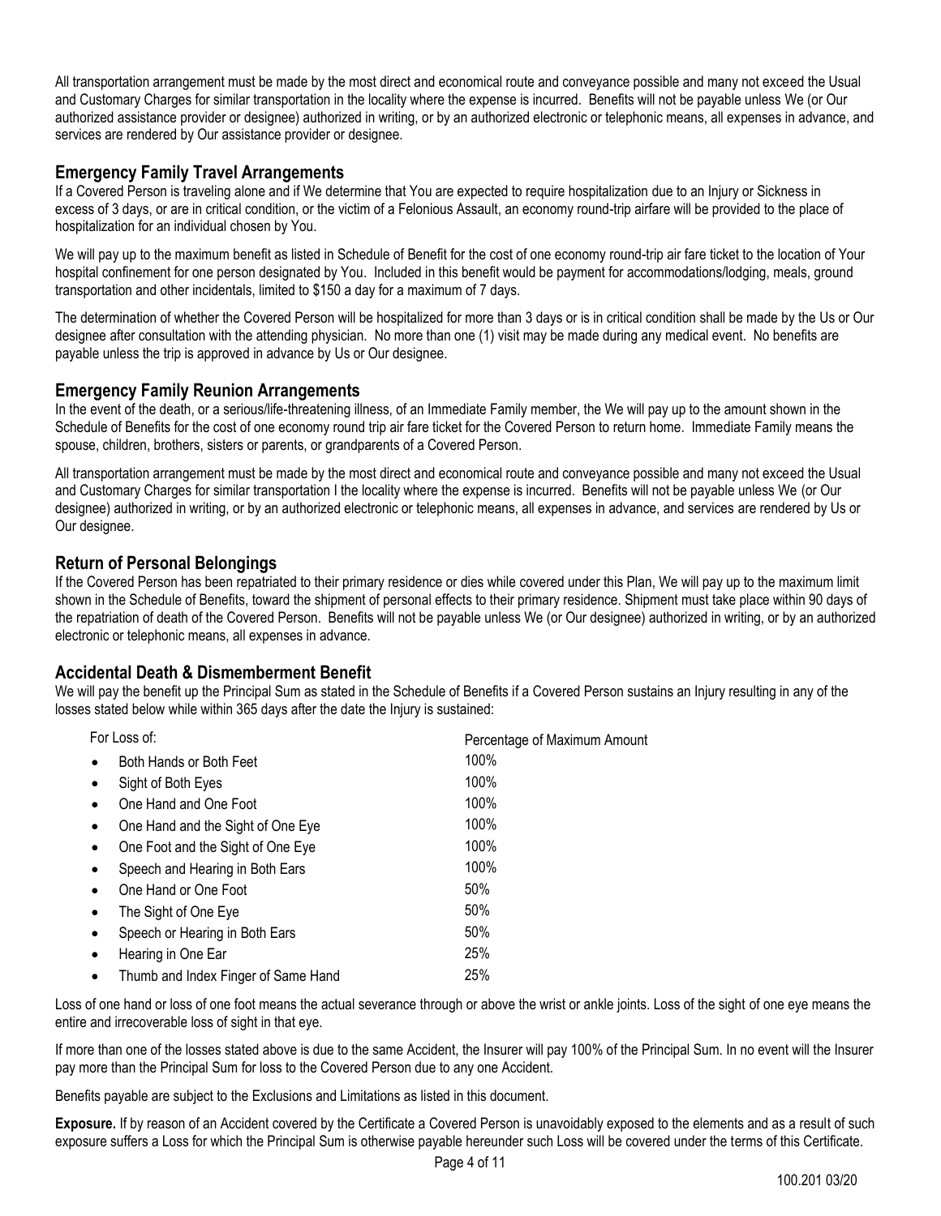All transportation arrangement must be made by the most direct and economical route and conveyance possible and many not exceed the Usual and Customary Charges for similar transportation in the locality where the expense is incurred. Benefits will not be payable unless We (or Our authorized assistance provider or designee) authorized in writing, or by an authorized electronic or telephonic means, all expenses in advance, and services are rendered by Our assistance provider or designee.

## Emergency Family Travel Arrangements

If a Covered Person is traveling alone and if We determine that You are expected to require hospitalization due to an Injury or Sickness in excess of 3 days, or are in critical condition, or the victim of a Felonious Assault, an economy round-trip airfare will be provided to the place of hospitalization for an individual chosen by You.

We will pay up to the maximum benefit as listed in Schedule of Benefit for the cost of one economy round-trip air fare ticket to the location of Your hospital confinement for one person designated by You. Included in this benefit would be payment for accommodations/lodging, meals, ground transportation and other incidentals, limited to $150 a day for a maximum of 7 days.

The determination of whether the Covered Person will be hospitalized for more than 3 days or is in critical condition shall be made by the Us or Our designee after consultation with the attending physician. No more than one (1) visit may be made during any medical event. No benefits are payable unless the trip is approved in advance by Us or Our designee.

## Emergency Family Reunion Arrangements

In the event of the death, or a serious/life-threatening illness, of an Immediate Family member, the We will pay up to the amount shown in the Schedule of Benefits for the cost of one economy round trip air fare ticket for the Covered Person to return home. Immediate Family means the spouse, children, brothers, sisters or parents, or grandparents of a Covered Person.

All transportation arrangement must be made by the most direct and economical route and conveyance possible and many not exceed the Usual and Customary Charges for similar transportation I the locality where the expense is incurred. Benefits will not be payable unless We (or Our designee) authorized in writing, or by an authorized electronic or telephonic means, all expenses in advance, and services are rendered by Us or Our designee.

## Return of Personal Belongings

If the Covered Person has been repatriated to their primary residence or dies while covered under this Plan, We will pay up to the maximum limit shown in the Schedule of Benefits, toward the shipment of personal effects to their primary residence. Shipment must take place within 90 days of the repatriation of death of the Covered Person. Benefits will not be payable unless We (or Our designee) authorized in writing, or by an authorized electronic or telephonic means, all expenses in advance.

## Accidental Death & Dismemberment Benefit

We will pay the benefit up the Principal Sum as stated in the Schedule of Benefits if a Covered Person sustains an Injury resulting in any of the losses stated below while within 365 days after the date the Injury is sustained:

| For Loss of: | Percentage of Maximum Amount |
|---|---|
| • Both Hands or Both Feet | 100% |
| • Sight of Both Eyes | 100% |
| • One Hand and One Foot | 100% |
| • One Hand and the Sight of One Eye | 100% |
| • One Foot and the Sight of One Eye | 100% |
| • Speech and Hearing in Both Ears | 100% |
| • One Hand or One Foot | 50% |
| • The Sight of One Eye | 50% |
| • Speech or Hearing in Both Ears | 50% |
| • Hearing in One Ear | 25% |
| • Thumb and Index Finger of Same Hand | 25% |

Loss of one hand or loss of one foot means the actual severance through or above the wrist or ankle joints. Loss of the sight of one eye means the entire and irrecoverable loss of sight in that eye.

If more than one of the losses stated above is due to the same Accident, the Insurer will pay 100% of the Principal Sum. In no event will the Insurer pay more than the Principal Sum for loss to the Covered Person due to any one Accident.

Benefits payable are subject to the Exclusions and Limitations as listed in this document.

**Exposure.** If by reason of an Accident covered by the Certificate a Covered Person is unavoidably exposed to the elements and as a result of such exposure suffers a Loss for which the Principal Sum is otherwise payable hereunder such Loss will be covered under the terms of this Certificate.

100.201 03/20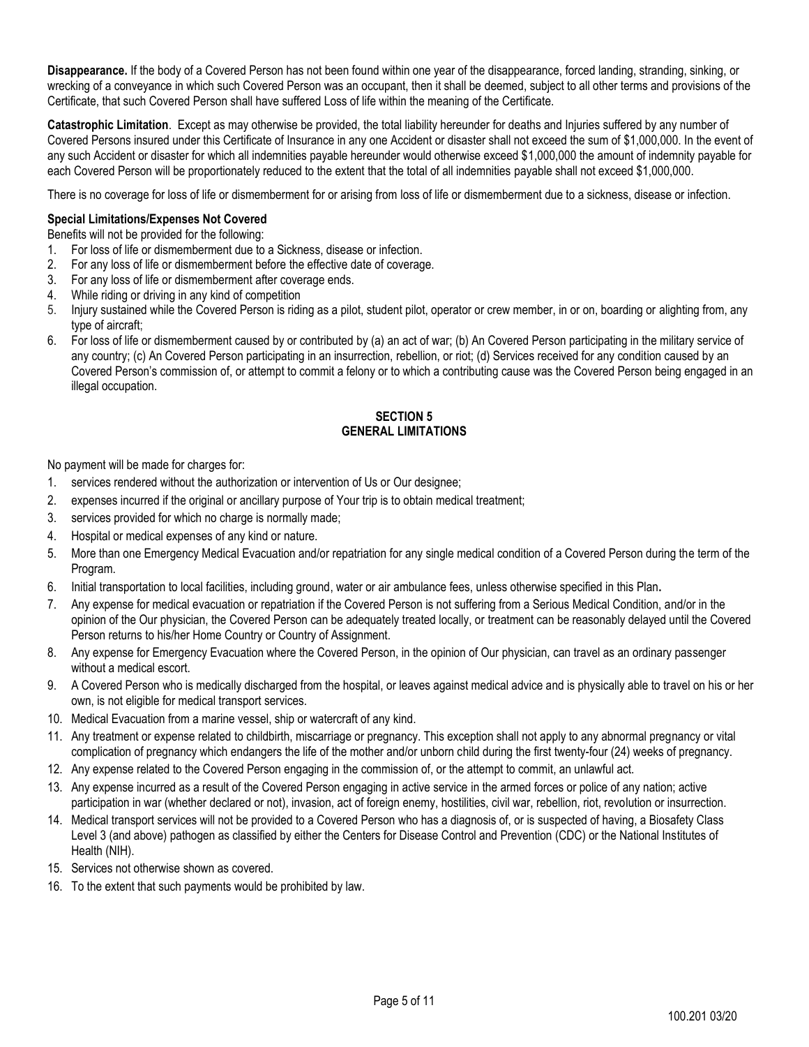**Disappearance.** If the body of a Covered Person has not been found within one year of the disappearance, forced landing, stranding, sinking, or wrecking of a conveyance in which such Covered Person was an occupant, then it shall be deemed, subject to all other terms and provisions of the Certificate, that such Covered Person shall have suffered Loss of life within the meaning of the Certificate.

**Catastrophic Limitation**. Except as may otherwise be provided, the total liability hereunder for deaths and Injuries suffered by any number of Covered Persons insured under this Certificate of Insurance in any one Accident or disaster shall not exceed the sum of $1,000,000. In the event of any such Accident or disaster for which all indemnities payable hereunder would otherwise exceed $1,000,000 the amount of indemnity payable for each Covered Person will be proportionately reduced to the extent that the total of all indemnities payable shall not exceed $1,000,000.

There is no coverage for loss of life or dismemberment for or arising from loss of life or dismemberment due to a sickness, disease or infection.

**Special Limitations/Expenses Not Covered**

Benefits will not be provided for the following:

1. For loss of life or dismemberment due to a Sickness, disease or infection.
2. For any loss of life or dismemberment before the effective date of coverage.
3. For any loss of life or dismemberment after coverage ends.
4. While riding or driving in any kind of competition
5. Injury sustained while the Covered Person is riding as a pilot, student pilot, operator or crew member, in or on, boarding or alighting from, any type of aircraft;
6. For loss of life or dismemberment caused by or contributed by (a) an act of war; (b) An Covered Person participating in the military service of any country; (c) An Covered Person participating in an insurrection, rebellion, or riot; (d) Services received for any condition caused by an Covered Person's commission of, or attempt to commit a felony or to which a contributing cause was the Covered Person being engaged in an illegal occupation.

## SECTION 5
## GENERAL LIMITATIONS

No payment will be made for charges for:

1. services rendered without the authorization or intervention of Us or Our designee;
2. expenses incurred if the original or ancillary purpose of Your trip is to obtain medical treatment;
3. services provided for which no charge is normally made;
4. Hospital or medical expenses of any kind or nature.
5. More than one Emergency Medical Evacuation and/or repatriation for any single medical condition of a Covered Person during the term of the Program.
6. Initial transportation to local facilities, including ground, water or air ambulance fees, unless otherwise specified in this Plan**.**
7. Any expense for medical evacuation or repatriation if the Covered Person is not suffering from a Serious Medical Condition, and/or in the opinion of the Our physician, the Covered Person can be adequately treated locally, or treatment can be reasonably delayed until the Covered Person returns to his/her Home Country or Country of Assignment.
8. Any expense for Emergency Evacuation where the Covered Person, in the opinion of Our physician, can travel as an ordinary passenger without a medical escort.
9. A Covered Person who is medically discharged from the hospital, or leaves against medical advice and is physically able to travel on his or her own, is not eligible for medical transport services.
10. Medical Evacuation from a marine vessel, ship or watercraft of any kind.
11. Any treatment or expense related to childbirth, miscarriage or pregnancy. This exception shall not apply to any abnormal pregnancy or vital complication of pregnancy which endangers the life of the mother and/or unborn child during the first twenty-four (24) weeks of pregnancy.
12. Any expense related to the Covered Person engaging in the commission of, or the attempt to commit, an unlawful act.
13. Any expense incurred as a result of the Covered Person engaging in active service in the armed forces or police of any nation; active participation in war (whether declared or not), invasion, act of foreign enemy, hostilities, civil war, rebellion, riot, revolution or insurrection.
14. Medical transport services will not be provided to a Covered Person who has a diagnosis of, or is suspected of having, a Biosafety Class Level 3 (and above) pathogen as classified by either the Centers for Disease Control and Prevention (CDC) or the National Institutes of Health (NIH).
15. Services not otherwise shown as covered.
16. To the extent that such payments would be prohibited by law.

100.201 03/20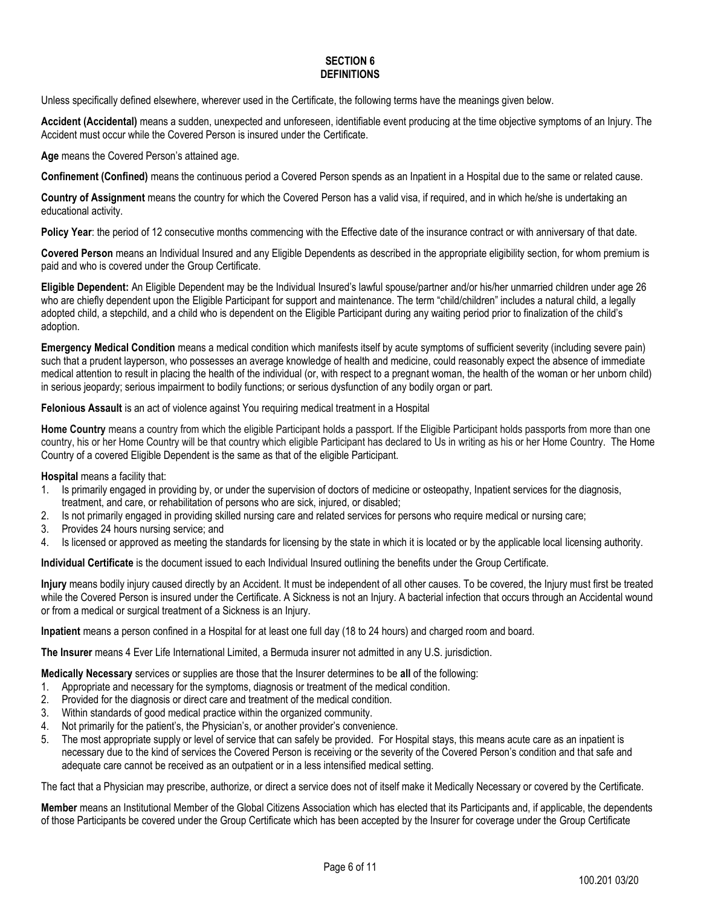# SECTION 6
# DEFINITIONS

Unless specifically defined elsewhere, wherever used in the Certificate, the following terms have the meanings given below.

**Accident (Accidental)** means a sudden, unexpected and unforeseen, identifiable event producing at the time objective symptoms of an Injury. The Accident must occur while the Covered Person is insured under the Certificate.

**Age** means the Covered Person's attained age.

**Confinement (Confined)** means the continuous period a Covered Person spends as an Inpatient in a Hospital due to the same or related cause.

**Country of Assignment** means the country for which the Covered Person has a valid visa, if required, and in which he/she is undertaking an educational activity.

**Policy Year**: the period of 12 consecutive months commencing with the Effective date of the insurance contract or with anniversary of that date.

**Covered Person** means an Individual Insured and any Eligible Dependents as described in the appropriate eligibility section, for whom premium is paid and who is covered under the Group Certificate.

**Eligible Dependent:** An Eligible Dependent may be the Individual Insured's lawful spouse/partner and/or his/her unmarried children under age 26 who are chiefly dependent upon the Eligible Participant for support and maintenance. The term "child/children" includes a natural child, a legally adopted child, a stepchild, and a child who is dependent on the Eligible Participant during any waiting period prior to finalization of the child's adoption.

**Emergency Medical Condition** means a medical condition which manifests itself by acute symptoms of sufficient severity (including severe pain) such that a prudent layperson, who possesses an average knowledge of health and medicine, could reasonably expect the absence of immediate medical attention to result in placing the health of the individual (or, with respect to a pregnant woman, the health of the woman or her unborn child) in serious jeopardy; serious impairment to bodily functions; or serious dysfunction of any bodily organ or part.

**Felonious Assault** is an act of violence against You requiring medical treatment in a Hospital

**Home Country** means a country from which the eligible Participant holds a passport. If the Eligible Participant holds passports from more than one country, his or her Home Country will be that country which eligible Participant has declared to Us in writing as his or her Home Country. The Home Country of a covered Eligible Dependent is the same as that of the eligible Participant.

**Hospital** means a facility that:

1. Is primarily engaged in providing by, or under the supervision of doctors of medicine or osteopathy, Inpatient services for the diagnosis, treatment, and care, or rehabilitation of persons who are sick, injured, or disabled;
2. Is not primarily engaged in providing skilled nursing care and related services for persons who require medical or nursing care;
3. Provides 24 hours nursing service; and
4. Is licensed or approved as meeting the standards for licensing by the state in which it is located or by the applicable local licensing authority.

**Individual Certificate** is the document issued to each Individual Insured outlining the benefits under the Group Certificate.

**Injury** means bodily injury caused directly by an Accident. It must be independent of all other causes. To be covered, the Injury must first be treated while the Covered Person is insured under the Certificate. A Sickness is not an Injury. A bacterial infection that occurs through an Accidental wound or from a medical or surgical treatment of a Sickness is an Injury.

**Inpatient** means a person confined in a Hospital for at least one full day (18 to 24 hours) and charged room and board.

**The Insurer** means 4 Ever Life International Limited, a Bermuda insurer not admitted in any U.S. jurisdiction.

**Medically Necessary** services or supplies are those that the Insurer determines to be **all** of the following:

1. Appropriate and necessary for the symptoms, diagnosis or treatment of the medical condition.
2. Provided for the diagnosis or direct care and treatment of the medical condition.
3. Within standards of good medical practice within the organized community.
4. Not primarily for the patient's, the Physician's, or another provider's convenience.
5. The most appropriate supply or level of service that can safely be provided. For Hospital stays, this means acute care as an inpatient is necessary due to the kind of services the Covered Person is receiving or the severity of the Covered Person's condition and that safe and adequate care cannot be received as an outpatient or in a less intensified medical setting.

The fact that a Physician may prescribe, authorize, or direct a service does not of itself make it Medically Necessary or covered by the Certificate.

**Member** means an Institutional Member of the Global Citizens Association which has elected that its Participants and, if applicable, the dependents of those Participants be covered under the Group Certificate which has been accepted by the Insurer for coverage under the Group Certificate

100.201 03/20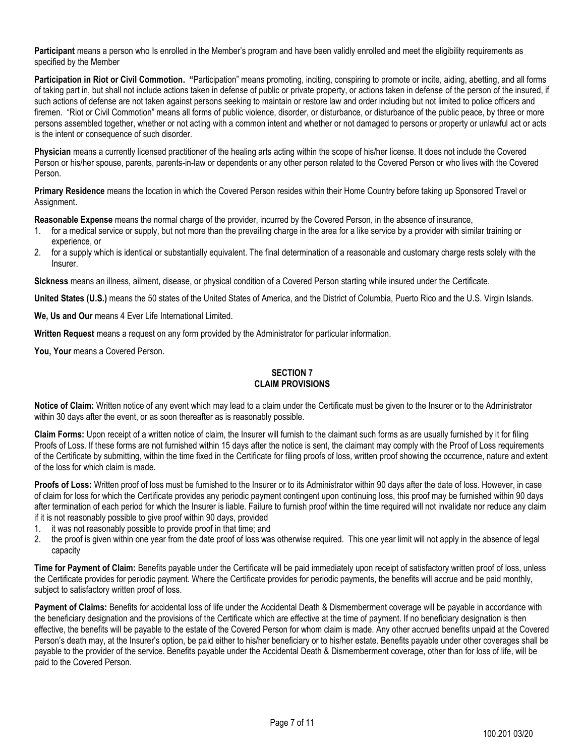**Participant** means a person who Is enrolled in the Member's program and have been validly enrolled and meet the eligibility requirements as specified by the Member

**Participation in Riot or Civil Commotion. "**Participation" means promoting, inciting, conspiring to promote or incite, aiding, abetting, and all forms of taking part in, but shall not include actions taken in defense of public or private property, or actions taken in defense of the person of the insured, if such actions of defense are not taken against persons seeking to maintain or restore law and order including but not limited to police officers and firemen. "Riot or Civil Commotion" means all forms of public violence, disorder, or disturbance, or disturbance of the public peace, by three or more persons assembled together, whether or not acting with a common intent and whether or not damaged to persons or property or unlawful act or acts is the intent or consequence of such disorder.

**Physician** means a currently licensed practitioner of the healing arts acting within the scope of his/her license. It does not include the Covered Person or his/her spouse, parents, parents-in-law or dependents or any other person related to the Covered Person or who lives with the Covered Person.

**Primary Residence** means the location in which the Covered Person resides within their Home Country before taking up Sponsored Travel or Assignment.

**Reasonable Expense** means the normal charge of the provider, incurred by the Covered Person, in the absence of insurance,

1. for a medical service or supply, but not more than the prevailing charge in the area for a like service by a provider with similar training or experience, or
2. for a supply which is identical or substantially equivalent. The final determination of a reasonable and customary charge rests solely with the Insurer.

**Sickness** means an illness, ailment, disease, or physical condition of a Covered Person starting while insured under the Certificate.

**United States (U.S.)** means the 50 states of the United States of America, and the District of Columbia, Puerto Rico and the U.S. Virgin Islands.

**We, Us and Our** means 4 Ever Life International Limited.

**Written Request** means a request on any form provided by the Administrator for particular information.

**You, Your** means a Covered Person.

## SECTION 7
## CLAIM PROVISIONS

**Notice of Claim:** Written notice of any event which may lead to a claim under the Certificate must be given to the Insurer or to the Administrator within 30 days after the event, or as soon thereafter as is reasonably possible.

**Claim Forms:** Upon receipt of a written notice of claim, the Insurer will furnish to the claimant such forms as are usually furnished by it for filing Proofs of Loss. If these forms are not furnished within 15 days after the notice is sent, the claimant may comply with the Proof of Loss requirements of the Certificate by submitting, within the time fixed in the Certificate for filing proofs of loss, written proof showing the occurrence, nature and extent of the loss for which claim is made.

**Proofs of Loss:** Written proof of loss must be furnished to the Insurer or to its Administrator within 90 days after the date of loss. However, in case of claim for loss for which the Certificate provides any periodic payment contingent upon continuing loss, this proof may be furnished within 90 days after termination of each period for which the Insurer is liable. Failure to furnish proof within the time required will not invalidate nor reduce any claim if it is not reasonably possible to give proof within 90 days, provided

1. it was not reasonably possible to provide proof in that time; and
2. the proof is given within one year from the date proof of loss was otherwise required. This one year limit will not apply in the absence of legal capacity

**Time for Payment of Claim:** Benefits payable under the Certificate will be paid immediately upon receipt of satisfactory written proof of loss, unless the Certificate provides for periodic payment. Where the Certificate provides for periodic payments, the benefits will accrue and be paid monthly, subject to satisfactory written proof of loss.

**Payment of Claims:** Benefits for accidental loss of life under the Accidental Death & Dismemberment coverage will be payable in accordance with the beneficiary designation and the provisions of the Certificate which are effective at the time of payment. If no beneficiary designation is then effective, the benefits will be payable to the estate of the Covered Person for whom claim is made. Any other accrued benefits unpaid at the Covered Person's death may, at the Insurer's option, be paid either to his/her beneficiary or to his/her estate. Benefits payable under other coverages shall be payable to the provider of the service. Benefits payable under the Accidental Death & Dismemberment coverage, other than for loss of life, will be paid to the Covered Person.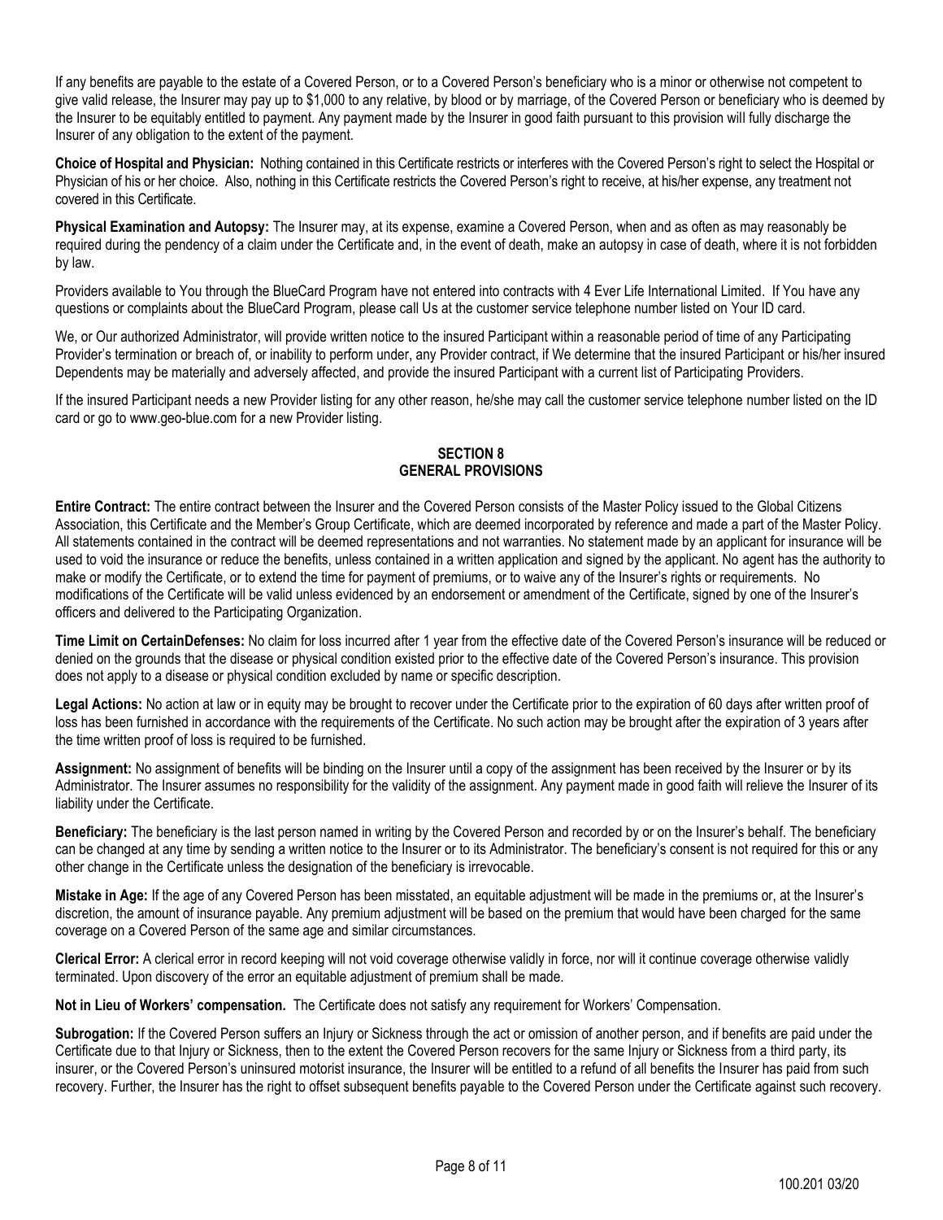If any benefits are payable to the estate of a Covered Person, or to a Covered Person's beneficiary who is a minor or otherwise not competent to give valid release, the Insurer may pay up to $1,000 to any relative, by blood or by marriage, of the Covered Person or beneficiary who is deemed by the Insurer to be equitably entitled to payment. Any payment made by the Insurer in good faith pursuant to this provision will fully discharge the Insurer of any obligation to the extent of the payment.

**Choice of Hospital and Physician:** Nothing contained in this Certificate restricts or interferes with the Covered Person's right to select the Hospital or Physician of his or her choice. Also, nothing in this Certificate restricts the Covered Person's right to receive, at his/her expense, any treatment not covered in this Certificate.

**Physical Examination and Autopsy:** The Insurer may, at its expense, examine a Covered Person, when and as often as may reasonably be required during the pendency of a claim under the Certificate and, in the event of death, make an autopsy in case of death, where it is not forbidden by law.

Providers available to You through the BlueCard Program have not entered into contracts with 4 Ever Life International Limited. If You have any questions or complaints about the BlueCard Program, please call Us at the customer service telephone number listed on Your ID card.

We, or Our authorized Administrator, will provide written notice to the insured Participant within a reasonable period of time of any Participating Provider's termination or breach of, or inability to perform under, any Provider contract, if We determine that the insured Participant or his/her insured Dependents may be materially and adversely affected, and provide the insured Participant with a current list of Participating Providers.

If the insured Participant needs a new Provider listing for any other reason, he/she may call the customer service telephone number listed on the ID card or go to www.geo-blue.com for a new Provider listing.

## SECTION 8
## GENERAL PROVISIONS

**Entire Contract:** The entire contract between the Insurer and the Covered Person consists of the Master Policy issued to the Global Citizens Association, this Certificate and the Member's Group Certificate, which are deemed incorporated by reference and made a part of the Master Policy. All statements contained in the contract will be deemed representations and not warranties. No statement made by an applicant for insurance will be used to void the insurance or reduce the benefits, unless contained in a written application and signed by the applicant. No agent has the authority to make or modify the Certificate, or to extend the time for payment of premiums, or to waive any of the Insurer's rights or requirements. No modifications of the Certificate will be valid unless evidenced by an endorsement or amendment of the Certificate, signed by one of the Insurer's officers and delivered to the Participating Organization.

**Time Limit on CertainDefenses:** No claim for loss incurred after 1 year from the effective date of the Covered Person's insurance will be reduced or denied on the grounds that the disease or physical condition existed prior to the effective date of the Covered Person's insurance. This provision does not apply to a disease or physical condition excluded by name or specific description.

**Legal Actions:** No action at law or in equity may be brought to recover under the Certificate prior to the expiration of 60 days after written proof of loss has been furnished in accordance with the requirements of the Certificate. No such action may be brought after the expiration of 3 years after the time written proof of loss is required to be furnished.

**Assignment:** No assignment of benefits will be binding on the Insurer until a copy of the assignment has been received by the Insurer or by its Administrator. The Insurer assumes no responsibility for the validity of the assignment. Any payment made in good faith will relieve the Insurer of its liability under the Certificate.

**Beneficiary:** The beneficiary is the last person named in writing by the Covered Person and recorded by or on the Insurer's behalf. The beneficiary can be changed at any time by sending a written notice to the Insurer or to its Administrator. The beneficiary's consent is not required for this or any other change in the Certificate unless the designation of the beneficiary is irrevocable.

**Mistake in Age:** If the age of any Covered Person has been misstated, an equitable adjustment will be made in the premiums or, at the Insurer's discretion, the amount of insurance payable. Any premium adjustment will be based on the premium that would have been charged for the same coverage on a Covered Person of the same age and similar circumstances.

**Clerical Error:** A clerical error in record keeping will not void coverage otherwise validly in force, nor will it continue coverage otherwise validly terminated. Upon discovery of the error an equitable adjustment of premium shall be made.

**Not in Lieu of Workers' compensation.** The Certificate does not satisfy any requirement for Workers' Compensation.

**Subrogation:** If the Covered Person suffers an Injury or Sickness through the act or omission of another person, and if benefits are paid under the Certificate due to that Injury or Sickness, then to the extent the Covered Person recovers for the same Injury or Sickness from a third party, its insurer, or the Covered Person's uninsured motorist insurance, the Insurer will be entitled to a refund of all benefits the Insurer has paid from such recovery. Further, the Insurer has the right to offset subsequent benefits payable to the Covered Person under the Certificate against such recovery.

100.201 03/20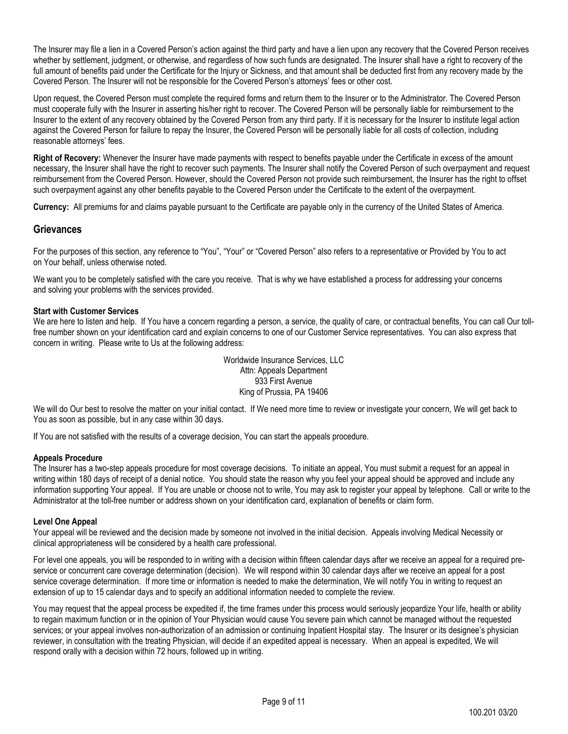The Insurer may file a lien in a Covered Person's action against the third party and have a lien upon any recovery that the Covered Person receives whether by settlement, judgment, or otherwise, and regardless of how such funds are designated. The Insurer shall have a right to recovery of the full amount of benefits paid under the Certificate for the Injury or Sickness, and that amount shall be deducted first from any recovery made by the Covered Person. The Insurer will not be responsible for the Covered Person's attorneys' fees or other cost.

Upon request, the Covered Person must complete the required forms and return them to the Insurer or to the Administrator. The Covered Person must cooperate fully with the Insurer in asserting his/her right to recover. The Covered Person will be personally liable for reimbursement to the Insurer to the extent of any recovery obtained by the Covered Person from any third party. If it is necessary for the Insurer to institute legal action against the Covered Person for failure to repay the Insurer, the Covered Person will be personally liable for all costs of collection, including reasonable attorneys' fees.

**Right of Recovery:** Whenever the Insurer have made payments with respect to benefits payable under the Certificate in excess of the amount necessary, the Insurer shall have the right to recover such payments. The Insurer shall notify the Covered Person of such overpayment and request reimbursement from the Covered Person. However, should the Covered Person not provide such reimbursement, the Insurer has the right to offset such overpayment against any other benefits payable to the Covered Person under the Certificate to the extent of the overpayment.

**Currency:** All premiums for and claims payable pursuant to the Certificate are payable only in the currency of the United States of America.

## Grievances

For the purposes of this section, any reference to "You", "Your" or "Covered Person" also refers to a representative or Provided by You to act on Your behalf, unless otherwise noted.

We want you to be completely satisfied with the care you receive. That is why we have established a process for addressing your concerns and solving your problems with the services provided.

**Start with Customer Services**

We are here to listen and help. If You have a concern regarding a person, a service, the quality of care, or contractual benefits, You can call Our toll-free number shown on your identification card and explain concerns to one of our Customer Service representatives. You can also express that concern in writing. Please write to Us at the following address:

Worldwide Insurance Services, LLC
Attn: Appeals Department
933 First Avenue
King of Prussia, PA 19406

We will do Our best to resolve the matter on your initial contact. If We need more time to review or investigate your concern, We will get back to You as soon as possible, but in any case within 30 days.

If You are not satisfied with the results of a coverage decision, You can start the appeals procedure.

**Appeals Procedure**

The Insurer has a two-step appeals procedure for most coverage decisions. To initiate an appeal, You must submit a request for an appeal in writing within 180 days of receipt of a denial notice. You should state the reason why you feel your appeal should be approved and include any information supporting Your appeal. If You are unable or choose not to write, You may ask to register your appeal by telephone. Call or write to the Administrator at the toll-free number or address shown on your identification card, explanation of benefits or claim form.

**Level One Appeal**

Your appeal will be reviewed and the decision made by someone not involved in the initial decision. Appeals involving Medical Necessity or clinical appropriateness will be considered by a health care professional.

For level one appeals, you will be responded to in writing with a decision within fifteen calendar days after we receive an appeal for a required pre-service or concurrent care coverage determination (decision). We will respond within 30 calendar days after we receive an appeal for a post service coverage determination. If more time or information is needed to make the determination, We will notify You in writing to request an extension of up to 15 calendar days and to specify an additional information needed to complete the review.

You may request that the appeal process be expedited if, the time frames under this process would seriously jeopardize Your life, health or ability to regain maximum function or in the opinion of Your Physician would cause You severe pain which cannot be managed without the requested services; or your appeal involves non-authorization of an admission or continuing Inpatient Hospital stay. The Insurer or its designee's physician reviewer, in consultation with the treating Physician, will decide if an expedited appeal is necessary. When an appeal is expedited, We will respond orally with a decision within 72 hours, followed up in writing.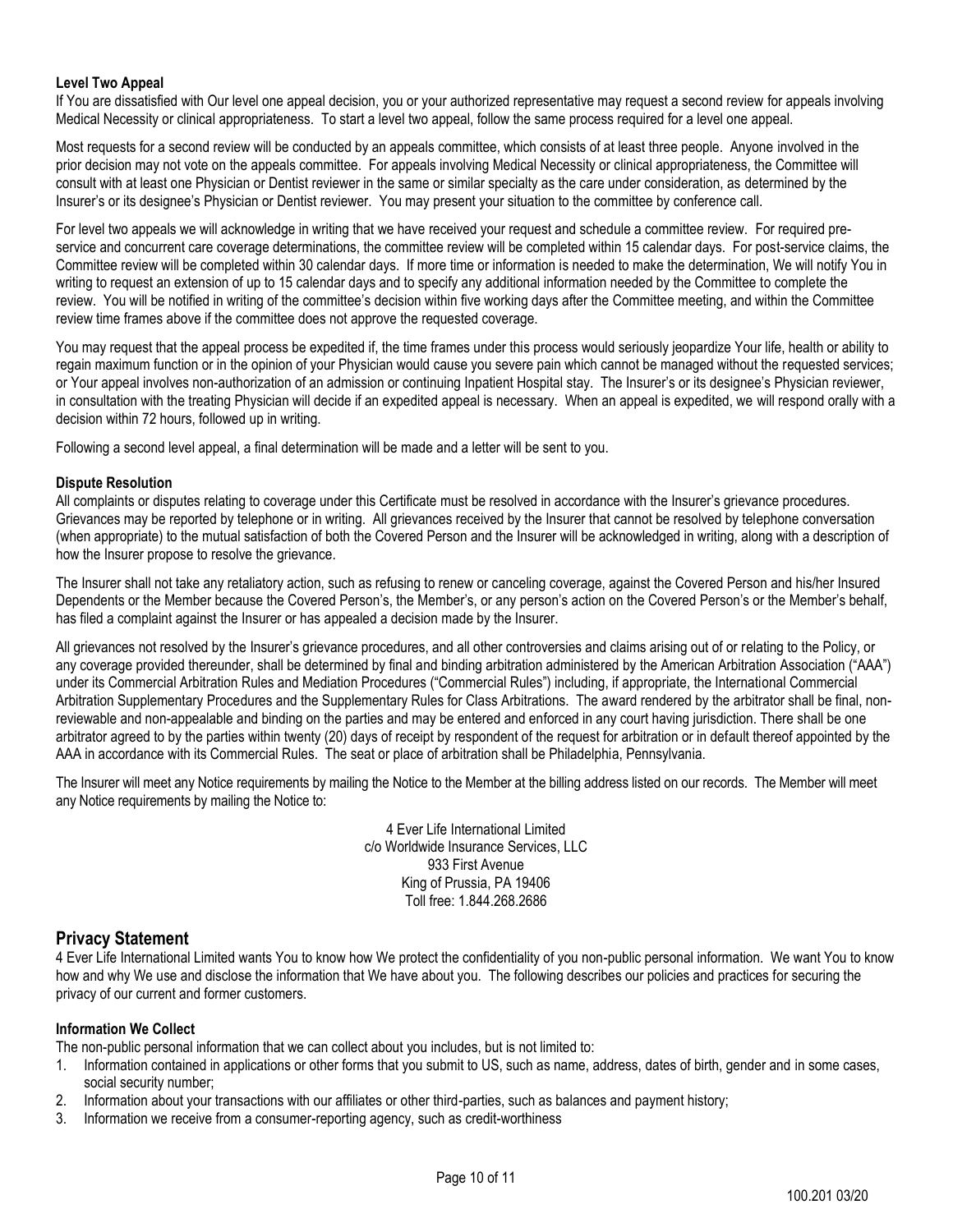**Level Two Appeal**

If You are dissatisfied with Our level one appeal decision, you or your authorized representative may request a second review for appeals involving Medical Necessity or clinical appropriateness. To start a level two appeal, follow the same process required for a level one appeal.

Most requests for a second review will be conducted by an appeals committee, which consists of at least three people. Anyone involved in the prior decision may not vote on the appeals committee. For appeals involving Medical Necessity or clinical appropriateness, the Committee will consult with at least one Physician or Dentist reviewer in the same or similar specialty as the care under consideration, as determined by the Insurer's or its designee's Physician or Dentist reviewer. You may present your situation to the committee by conference call.

For level two appeals we will acknowledge in writing that we have received your request and schedule a committee review. For required pre-service and concurrent care coverage determinations, the committee review will be completed within 15 calendar days. For post-service claims, the Committee review will be completed within 30 calendar days. If more time or information is needed to make the determination, We will notify You in writing to request an extension of up to 15 calendar days and to specify any additional information needed by the Committee to complete the review. You will be notified in writing of the committee's decision within five working days after the Committee meeting, and within the Committee review time frames above if the committee does not approve the requested coverage.

You may request that the appeal process be expedited if, the time frames under this process would seriously jeopardize Your life, health or ability to regain maximum function or in the opinion of your Physician would cause you severe pain which cannot be managed without the requested services; or Your appeal involves non-authorization of an admission or continuing Inpatient Hospital stay. The Insurer's or its designee's Physician reviewer, in consultation with the treating Physician will decide if an expedited appeal is necessary. When an appeal is expedited, we will respond orally with a decision within 72 hours, followed up in writing.

Following a second level appeal, a final determination will be made and a letter will be sent to you.

**Dispute Resolution**

All complaints or disputes relating to coverage under this Certificate must be resolved in accordance with the Insurer's grievance procedures. Grievances may be reported by telephone or in writing. All grievances received by the Insurer that cannot be resolved by telephone conversation (when appropriate) to the mutual satisfaction of both the Covered Person and the Insurer will be acknowledged in writing, along with a description of how the Insurer propose to resolve the grievance.

The Insurer shall not take any retaliatory action, such as refusing to renew or canceling coverage, against the Covered Person and his/her Insured Dependents or the Member because the Covered Person's, the Member's, or any person's action on the Covered Person's or the Member's behalf, has filed a complaint against the Insurer or has appealed a decision made by the Insurer.

All grievances not resolved by the Insurer's grievance procedures, and all other controversies and claims arising out of or relating to the Policy, or any coverage provided thereunder, shall be determined by final and binding arbitration administered by the American Arbitration Association ("AAA") under its Commercial Arbitration Rules and Mediation Procedures ("Commercial Rules") including, if appropriate, the International Commercial Arbitration Supplementary Procedures and the Supplementary Rules for Class Arbitrations. The award rendered by the arbitrator shall be final, non-reviewable and non-appealable and binding on the parties and may be entered and enforced in any court having jurisdiction. There shall be one arbitrator agreed to by the parties within twenty (20) days of receipt by respondent of the request for arbitration or in default thereof appointed by the AAA in accordance with its Commercial Rules. The seat or place of arbitration shall be Philadelphia, Pennsylvania.

The Insurer will meet any Notice requirements by mailing the Notice to the Member at the billing address listed on our records. The Member will meet any Notice requirements by mailing the Notice to:

4 Ever Life International Limited
c/o Worldwide Insurance Services, LLC
933 First Avenue
King of Prussia, PA 19406
Toll free: 1.844.268.2686

## Privacy Statement

4 Ever Life International Limited wants You to know how We protect the confidentiality of you non-public personal information. We want You to know how and why We use and disclose the information that We have about you. The following describes our policies and practices for securing the privacy of our current and former customers.

**Information We Collect**

The non-public personal information that we can collect about you includes, but is not limited to:

1. Information contained in applications or other forms that you submit to US, such as name, address, dates of birth, gender and in some cases, social security number;
2. Information about your transactions with our affiliates or other third-parties, such as balances and payment history;
3. Information we receive from a consumer-reporting agency, such as credit-worthiness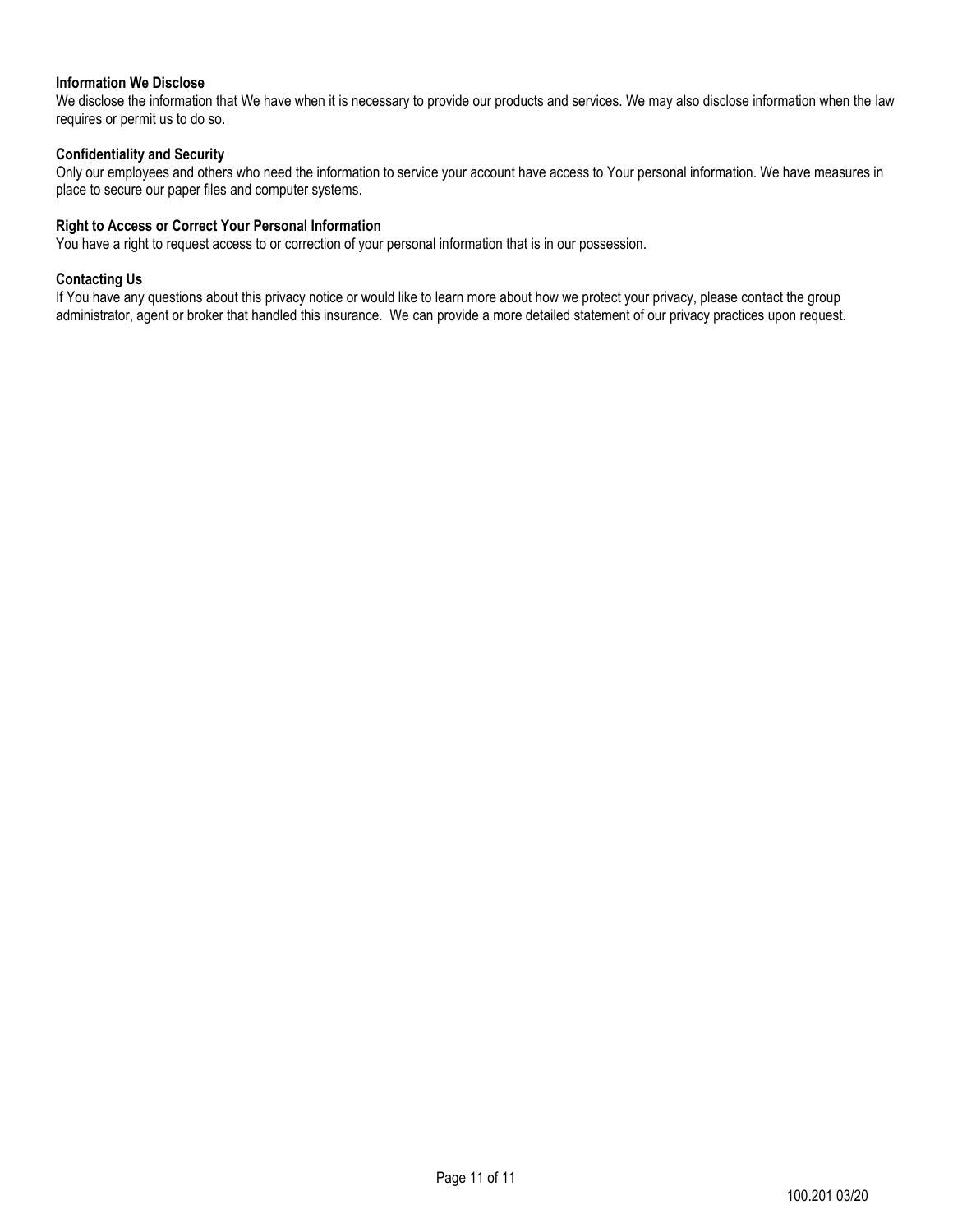**Information We Disclose**
We disclose the information that We have when it is necessary to provide our products and services. We may also disclose information when the law requires or permit us to do so.

**Confidentiality and Security**
Only our employees and others who need the information to service your account have access to Your personal information. We have measures in place to secure our paper files and computer systems.

**Right to Access or Correct Your Personal Information**
You have a right to request access to or correction of your personal information that is in our possession.

**Contacting Us**
If You have any questions about this privacy notice or would like to learn more about how we protect your privacy, please contact the group administrator, agent or broker that handled this insurance. We can provide a more detailed statement of our privacy practices upon request.

100.201 03/20